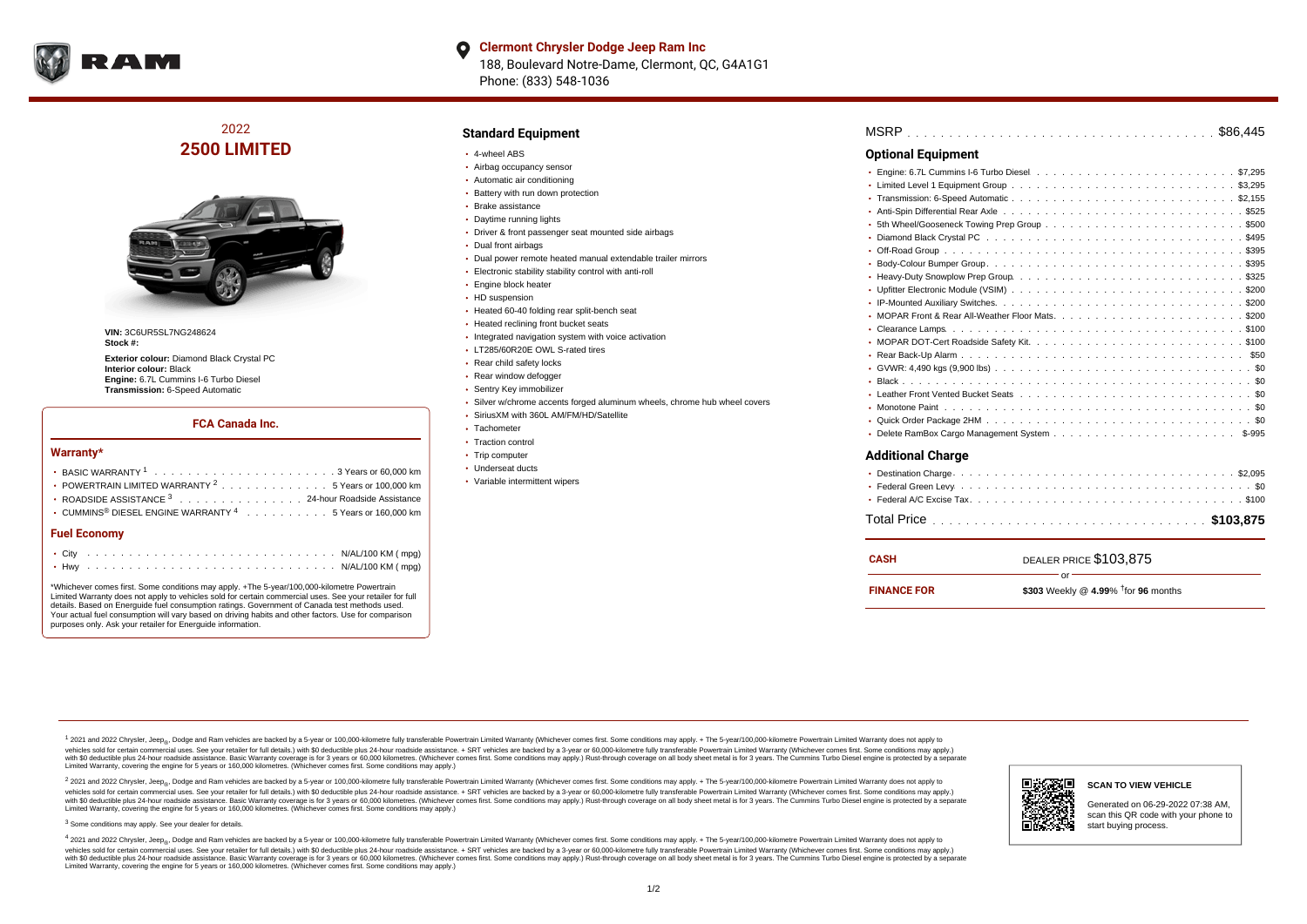**Clermont Chrysler Dodge Jeep Ram Inc**
188, Boulevard Notre-Dame, Clermont, QC, G4A1G1
Phone: (833) 548-1036

## 2022
# 2500 LIMITED

**VIN:** 3C6UR5SL7NG248624
**Stock #:**

**Exterior colour:** Diamond Black Crystal PC
**Interior colour:** Black
**Engine:** 6.7L Cummins I-6 Turbo Diesel
**Transmission:** 6-Speed Automatic

### FCA Canada Inc.

#### Warranty*

- BASIC WARRANTY [1] . . . . . 3 Years or 60,000 km
- POWERTRAIN LIMITED WARRANTY [2] . . . . . 5 Years or 100,000 km
- ROADSIDE ASSISTANCE [3] . . . . . 24-hour Roadside Assistance
- CUMMINS® DIESEL ENGINE WARRANTY [4] . . . . . 5 Years or 160,000 km

#### Fuel Economy

- City . . . . . N/AL/100 KM ( mpg)
- Hwy . . . . . N/AL/100 KM ( mpg)

*Whichever comes first. Some conditions may apply. +The 5-year/100,000-kilometre Powertrain Limited Warranty does not apply to vehicles sold for certain commercial uses. See your retailer for full details. Based on Energuide fuel consumption ratings. Government of Canada test methods used. Your actual fuel consumption will vary based on driving habits and other factors. Use for comparison purposes only. Ask your retailer for Energuide information.

### Standard Equipment

- 4-wheel ABS
- Airbag occupancy sensor
- Automatic air conditioning
- Battery with run down protection
- Brake assistance
- Daytime running lights
- Driver & front passenger seat mounted side airbags
- Dual front airbags
- Dual power remote heated manual extendable trailer mirrors
- Electronic stability stability control with anti-roll
- Engine block heater
- HD suspension
- Heated 60-40 folding rear split-bench seat
- Heated reclining front bucket seats
- Integrated navigation system with voice activation
- LT285/60R20E OWL S-rated tires
- Rear child safety locks
- Rear window defogger
- Sentry Key immobilizer
- Silver w/chrome accents forged aluminum wheels, chrome hub wheel covers
- SiriusXM with 360L AM/FM/HD/Satellite
- Tachometer
- Traction control
- Trip computer
- Underseat ducts
- Variable intermittent wipers

MSRP . . . . . $86,445

### Optional Equipment

- Engine: 6.7L Cummins I-6 Turbo Diesel . . . . . $7,295
- Limited Level 1 Equipment Group . . . . . $3,295
- Transmission: 6-Speed Automatic . . . . . $2,155
- Anti-Spin Differential Rear Axle . . . . . $525
- 5th Wheel/Gooseneck Towing Prep Group . . . . . $500
- Diamond Black Crystal PC . . . . . $495
- Off-Road Group . . . . . $395
- Body-Colour Bumper Group . . . . . $395
- Heavy-Duty Snowplow Prep Group . . . . . $325
- Upfitter Electronic Module (VSIM) . . . . . $200
- IP-Mounted Auxiliary Switches . . . . . $200
- MOPAR Front & Rear All-Weather Floor Mats . . . . . $200
- Clearance Lamps . . . . . $100
- MOPAR DOT-Cert Roadside Safety Kit . . . . . $100
- Rear Back-Up Alarm . . . . . $50
- GVWR: 4,490 kgs (9,900 lbs) . . . . . $0
- Black . . . . . $0
- Leather Front Vented Bucket Seats . . . . . $0
- Monotone Paint . . . . . $0
- Quick Order Package 2HM . . . . . $0
- Delete RamBox Cargo Management System . . . . . $-995

### Additional Charge

- Destination Charge . . . . . $2,095
- Federal Green Levy . . . . . $0
- Federal A/C Excise Tax . . . . . $100

Total Price . . . . . **$103,875**

**CASH** DEALER PRICE $103,875

or

**FINANCE FOR** **$303** Weekly @ **4.99**% †for **96** months

[1] 2021 and 2022 Chrysler, Jeep®, Dodge and Ram vehicles are backed by a 5-year or 100,000-kilometre fully transferable Powertrain Limited Warranty (Whichever comes first. Some conditions may apply. + The 5-year/100,000-kilometre Powertrain Limited Warranty does not apply to vehicles sold for certain commercial uses. See your retailer for full details.) with $0 deductible plus 24-hour roadside assistance. + SRT vehicles are backed by a 3-year or 60,000-kilometre fully transferable Powertrain Limited Warranty (Whichever comes first. Some conditions may apply.) with $0 deductible plus 24-hour roadside assistance. Basic Warranty coverage is for 3 years or 60,000 kilometres. (Whichever comes first. Some conditions may apply.) Rust-through coverage on all body sheet metal is for 3 years. The Cummins Turbo Diesel engine is protected by a separate Limited Warranty, covering the engine for 5 years or 160,000 kilometres. (Whichever comes first. Some conditions may apply.)

[2] 2021 and 2022 Chrysler, Jeep®, Dodge and Ram vehicles are backed by a 5-year or 100,000-kilometre fully transferable Powertrain Limited Warranty (Whichever comes first. Some conditions may apply. + The 5-year/100,000-kilometre Powertrain Limited Warranty does not apply to vehicles sold for certain commercial uses. See your retailer for full details.) with $0 deductible plus 24-hour roadside assistance. + SRT vehicles are backed by a 3-year or 60,000-kilometre fully transferable Powertrain Limited Warranty (Whichever comes first. Some conditions may apply.) with $0 deductible plus 24-hour roadside assistance. Basic Warranty coverage is for 3 years or 60,000 kilometres. (Whichever comes first. Some conditions may apply.) Rust-through coverage on all body sheet metal is for 3 years. The Cummins Turbo Diesel engine is protected by a separate Limited Warranty, covering the engine for 5 years or 160,000 kilometres. (Whichever comes first. Some conditions may apply.)

[3] Some conditions may apply. See your dealer for details.

[4] 2021 and 2022 Chrysler, Jeep®, Dodge and Ram vehicles are backed by a 5-year or 100,000-kilometre fully transferable Powertrain Limited Warranty (Whichever comes first. Some conditions may apply. + The 5-year/100,000-kilometre Powertrain Limited Warranty does not apply to vehicles sold for certain commercial uses. See your retailer for full details.) with $0 deductible plus 24-hour roadside assistance. + SRT vehicles are backed by a 3-year or 60,000-kilometre fully transferable Powertrain Limited Warranty (Whichever comes first. Some conditions may apply.) with $0 deductible plus 24-hour roadside assistance. Basic Warranty coverage is for 3 years or 60,000 kilometres. (Whichever comes first. Some conditions may apply.) Rust-through coverage on all body sheet metal is for 3 years. The Cummins Turbo Diesel engine is protected by a separate Limited Warranty, covering the engine for 5 years or 160,000 kilometres. (Whichever comes first. Some conditions may apply.)

**SCAN TO VIEW VEHICLE**

Generated on 06-29-2022 07:38 AM, scan this QR code with your phone to start buying process.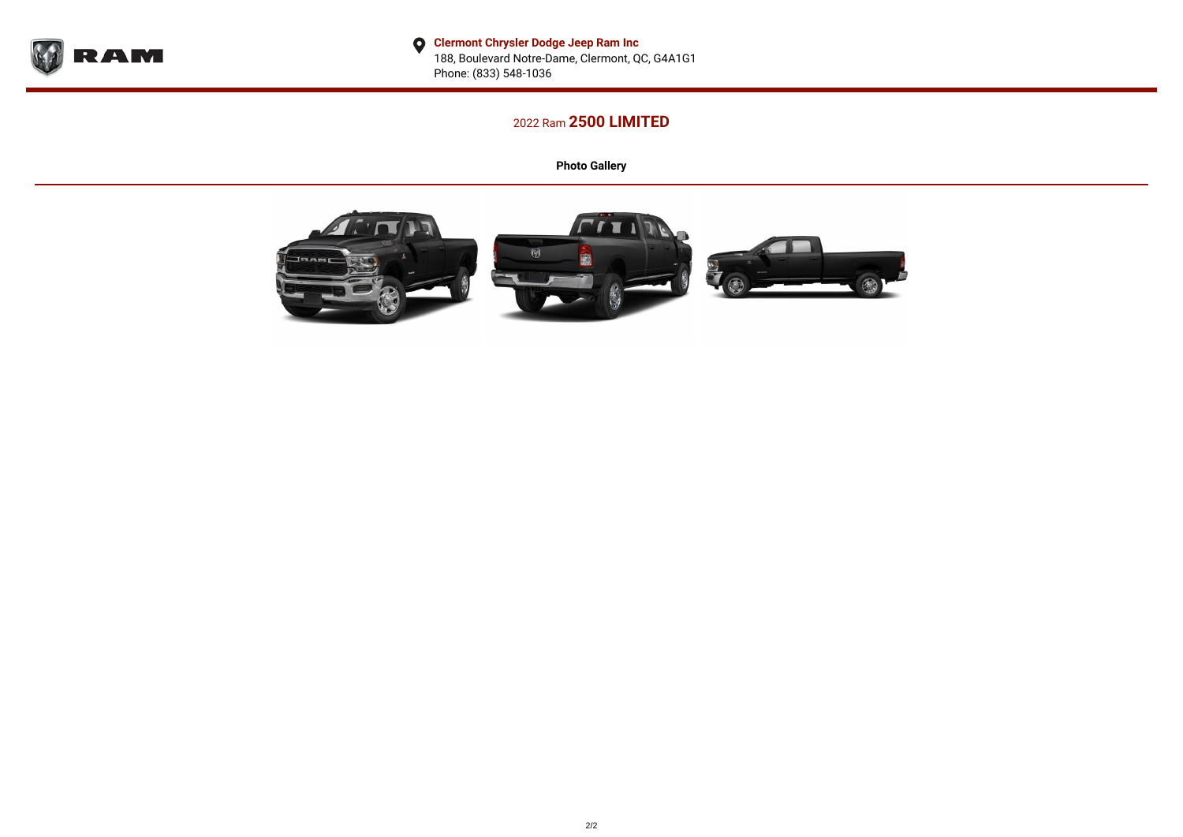**Clermont Chrysler Dodge Jeep Ram Inc**
188, Boulevard Notre-Dame, Clermont, QC, G4A1G1
Phone: (833) 548-1036

# 2022 Ram **2500 LIMITED**

## Photo Gallery